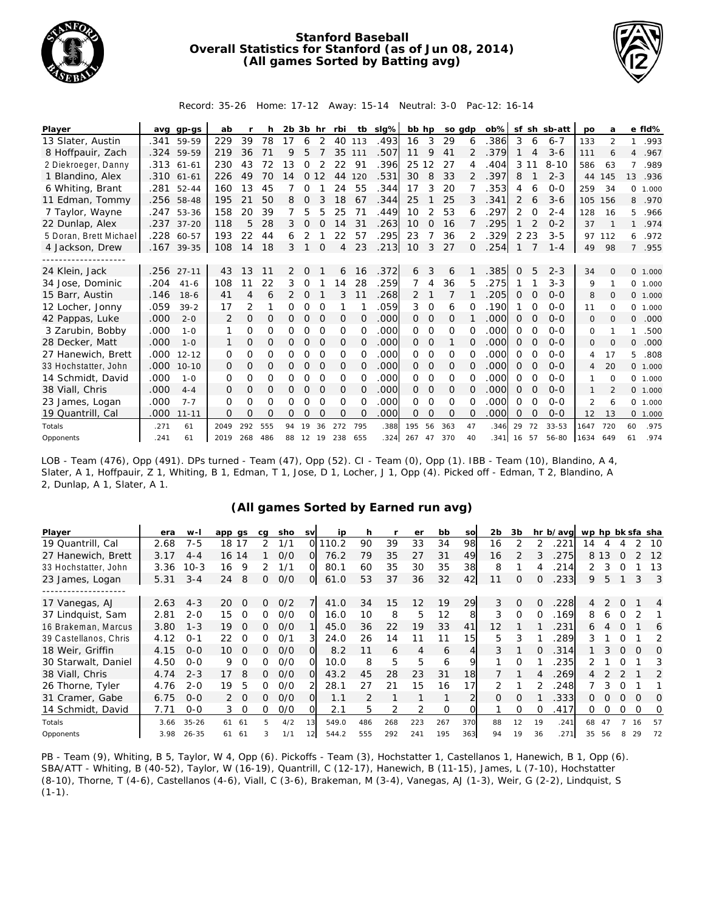# Stanford Baseball
## Overall Statistics for Stanford (as of Jun 08, 2014)
### (All games Sorted by Batting avg)

Record: 35-26 Home: 17-12 Away: 15-14 Neutral: 3-0 Pac-12: 16-14

| Player | avg | gp-gs | ab | r | h | 2b | 3b | hr | rbi | tb | slg% | bb | hp | so | gdp | ob% | sf | sh | sb-att | po | a | e | fld% |
|---|---|---|---|---|---|---|---|---|---|---|---|---|---|---|---|---|---|---|---|---|---|---|---|
| 13 Slater, Austin | .341 | 59-59 | 229 | 39 | 78 | 17 | 6 | 2 | 40 | 113 | .493 | 16 | 3 | 29 | 6 | .386 | 3 | 6 | 6-7 | 133 | 2 | 1 | .993 |
| 8 Hoffpauir, Zach | .324 | 59-59 | 219 | 36 | 71 | 9 | 5 | 7 | 35 | 111 | .507 | 11 | 9 | 41 | 2 | .379 | 1 | 4 | 3-6 | 111 | 6 | 4 | .967 |
| 2 Diekroeger, Danny | .313 | 61-61 | 230 | 43 | 72 | 13 | 0 | 2 | 22 | 91 | .396 | 25 | 12 | 27 | 4 | .404 | 3 | 11 | 8-10 | 586 | 63 | 7 | .989 |
| 1 Blandino, Alex | .310 | 61-61 | 226 | 49 | 70 | 14 | 0 | 12 | 44 | 120 | .531 | 30 | 8 | 33 | 2 | .397 | 8 | 1 | 2-3 | 44 | 145 | 13 | .936 |
| 6 Whiting, Brant | .281 | 52-44 | 160 | 13 | 45 | 7 | 0 | 1 | 24 | 55 | .344 | 17 | 3 | 20 | 7 | .353 | 4 | 6 | 0-0 | 259 | 34 | 0 | 1.000 |
| 11 Edman, Tommy | .256 | 58-48 | 195 | 21 | 50 | 8 | 0 | 3 | 18 | 67 | .344 | 25 | 1 | 25 | 3 | .341 | 2 | 6 | 3-6 | 105 | 156 | 8 | .970 |
| 7 Taylor, Wayne | .247 | 53-36 | 158 | 20 | 39 | 7 | 5 | 5 | 25 | 71 | .449 | 10 | 2 | 53 | 6 | .297 | 2 | 0 | 2-4 | 128 | 16 | 5 | .966 |
| 22 Dunlap, Alex | .237 | 37-20 | 118 | 5 | 28 | 3 | 0 | 0 | 14 | 31 | .263 | 10 | 0 | 16 | 7 | .295 | 1 | 2 | 0-2 | 37 | 1 | 1 | .974 |
| 5 Doran, Brett Michael | .228 | 60-57 | 193 | 22 | 44 | 6 | 2 | 1 | 22 | 57 | .295 | 23 | 7 | 36 | 2 | .329 | 2 | 23 | 3-5 | 97 | 112 | 6 | .972 |
| 4 Jackson, Drew | .167 | 39-35 | 108 | 14 | 18 | 3 | 1 | 0 | 4 | 23 | .213 | 10 | 3 | 27 | 0 | .254 | 1 | 7 | 1-4 | 49 | 98 | 7 | .955 |
| 24 Klein, Jack | .256 | 27-11 | 43 | 13 | 11 | 2 | 0 | 1 | 6 | 16 | .372 | 6 | 3 | 6 | 1 | .385 | 0 | 5 | 2-3 | 34 | 0 | 0 | 1.000 |
| 34 Jose, Dominic | .204 | 41-6 | 108 | 11 | 22 | 3 | 0 | 1 | 14 | 28 | .259 | 7 | 4 | 36 | 5 | .275 | 1 | 1 | 3-3 | 9 | 1 | 0 | 1.000 |
| 15 Barr, Austin | .146 | 18-6 | 41 | 4 | 6 | 2 | 0 | 1 | 3 | 11 | .268 | 2 | 1 | 7 | 1 | .205 | 0 | 0 | 0-0 | 8 | 0 | 0 | 1.000 |
| 12 Locher, Jonny | .059 | 39-2 | 17 | 2 | 1 | 0 | 0 | 0 | 1 | 1 | .059 | 3 | 0 | 6 | 0 | .190 | 1 | 0 | 0-0 | 11 | 0 | 0 | 1.000 |
| 42 Pappas, Luke | .000 | 2-0 | 2 | 0 | 0 | 0 | 0 | 0 | 0 | 0 | .000 | 0 | 0 | 0 | 1 | .000 | 0 | 0 | 0-0 | 0 | 0 | 0 | .000 |
| 3 Zarubin, Bobby | .000 | 1-0 | 1 | 0 | 0 | 0 | 0 | 0 | 0 | 0 | .000 | 0 | 0 | 0 | 0 | .000 | 0 | 0 | 0-0 | 0 | 1 | 1 | .500 |
| 28 Decker, Matt | .000 | 1-0 | 1 | 0 | 0 | 0 | 0 | 0 | 0 | 0 | .000 | 0 | 0 | 1 | 0 | .000 | 0 | 0 | 0-0 | 0 | 0 | 0 | .000 |
| 27 Hanewich, Brett | .000 | 12-12 | 0 | 0 | 0 | 0 | 0 | 0 | 0 | 0 | .000 | 0 | 0 | 0 | 0 | .000 | 0 | 0 | 0-0 | 4 | 17 | 5 | .808 |
| 33 Hochstatter, John | .000 | 10-10 | 0 | 0 | 0 | 0 | 0 | 0 | 0 | 0 | .000 | 0 | 0 | 0 | 0 | .000 | 0 | 0 | 0-0 | 4 | 20 | 0 | 1.000 |
| 14 Schmidt, David | .000 | 1-0 | 0 | 0 | 0 | 0 | 0 | 0 | 0 | 0 | .000 | 0 | 0 | 0 | 0 | .000 | 0 | 0 | 0-0 | 1 | 0 | 0 | 1.000 |
| 38 Viall, Chris | .000 | 4-4 | 0 | 0 | 0 | 0 | 0 | 0 | 0 | 0 | .000 | 0 | 0 | 0 | 0 | .000 | 0 | 0 | 0-0 | 1 | 2 | 0 | 1.000 |
| 23 James, Logan | .000 | 7-7 | 0 | 0 | 0 | 0 | 0 | 0 | 0 | 0 | .000 | 0 | 0 | 0 | 0 | .000 | 0 | 0 | 0-0 | 2 | 6 | 0 | 1.000 |
| 19 Quantrill, Cal | .000 | 11-11 | 0 | 0 | 0 | 0 | 0 | 0 | 0 | 0 | .000 | 0 | 0 | 0 | 0 | .000 | 0 | 0 | 0-0 | 12 | 13 | 0 | 1.000 |
| Totals | .271 | 61 | 2049 | 292 | 555 | 94 | 19 | 36 | 272 | 795 | .388 | 195 | 56 | 363 | 47 | .346 | 29 | 72 | 33-53 | 1647 | 720 | 60 | .975 |
| Opponents | .241 | 61 | 2019 | 268 | 486 | 88 | 12 | 19 | 238 | 655 | .324 | 267 | 47 | 370 | 40 | .341 | 16 | 57 | 56-80 | 1634 | 649 | 61 | .974 |

LOB - Team (476), Opp (491). DPs turned - Team (47), Opp (52). CI - Team (0), Opp (1). IBB - Team (10), Blandino, A 4, Slater, A 1, Hoffpauir, Z 1, Whiting, B 1, Edman, T 1, Jose, D 1, Locher, J 1, Opp (4). Picked off - Edman, T 2, Blandino, A 2, Dunlap, A 1, Slater, A 1.

### (All games Sorted by Earned run avg)

| Player | era | w-l | app | gs | cg | sho | sv | ip | h | r | er | bb | so | 2b | 3b | hr | b/avg | wp | hp | bk | sfa | sha |
|---|---|---|---|---|---|---|---|---|---|---|---|---|---|---|---|---|---|---|---|---|---|---|
| 19 Quantrill, Cal | 2.68 | 7-5 | 18 | 17 | 2 | 1/1 | 0 | 110.2 | 90 | 39 | 33 | 34 | 98 | 16 | 2 | 2 | .221 | 14 | 4 | 4 | 2 | 10 |
| 27 Hanewich, Brett | 3.17 | 4-4 | 16 | 14 | 1 | 0/0 | 0 | 76.2 | 79 | 35 | 27 | 31 | 49 | 16 | 2 | 3 | .275 | 8 | 13 | 0 | 2 | 12 |
| 33 Hochstatter, John | 3.36 | 10-3 | 16 | 9 | 2 | 1/1 | 0 | 80.1 | 60 | 35 | 30 | 35 | 38 | 8 | 1 | 4 | .214 | 2 | 3 | 0 | 1 | 13 |
| 23 James, Logan | 5.31 | 3-4 | 24 | 8 | 0 | 0/0 | 0 | 61.0 | 53 | 37 | 36 | 32 | 42 | 11 | 0 | 0 | .233 | 9 | 5 | 1 | 3 | 3 |
| 17 Vanegas, AJ | 2.63 | 4-3 | 20 | 0 | 0 | 0/2 | 7 | 41.0 | 34 | 15 | 12 | 19 | 29 | 3 | 0 | 0 | .228 | 4 | 2 | 0 | 1 | 4 |
| 37 Lindquist, Sam | 2.81 | 2-0 | 15 | 0 | 0 | 0/0 | 0 | 16.0 | 10 | 8 | 5 | 12 | 8 | 3 | 0 | 0 | .169 | 8 | 6 | 0 | 2 | 1 |
| 16 Brakeman, Marcus | 3.80 | 1-3 | 19 | 0 | 0 | 0/0 | 1 | 45.0 | 36 | 22 | 19 | 33 | 41 | 12 | 1 | 1 | .231 | 6 | 4 | 0 | 1 | 6 |
| 39 Castellanos, Chris | 4.12 | 0-1 | 22 | 0 | 0 | 0/1 | 3 | 24.0 | 26 | 14 | 11 | 11 | 15 | 5 | 3 | 1 | .289 | 3 | 1 | 0 | 1 | 2 |
| 18 Weir, Griffin | 4.15 | 0-0 | 10 | 0 | 0 | 0/0 | 0 | 8.2 | 11 | 6 | 4 | 6 | 4 | 3 | 1 | 0 | .314 | 1 | 3 | 0 | 0 | 0 |
| 30 Starwalt, Daniel | 4.50 | 0-0 | 9 | 0 | 0 | 0/0 | 0 | 10.0 | 8 | 5 | 5 | 6 | 9 | 1 | 0 | 1 | .235 | 2 | 1 | 0 | 1 | 3 |
| 38 Viall, Chris | 4.74 | 2-3 | 17 | 8 | 0 | 0/0 | 0 | 43.2 | 45 | 28 | 23 | 31 | 18 | 7 | 1 | 4 | .269 | 4 | 2 | 2 | 1 | 2 |
| 26 Thorne, Tyler | 4.76 | 2-0 | 19 | 5 | 0 | 0/0 | 2 | 28.1 | 27 | 21 | 15 | 16 | 17 | 2 | 1 | 2 | .248 | 7 | 3 | 0 | 1 | 1 |
| 31 Cramer, Gabe | 6.75 | 0-0 | 2 | 0 | 0 | 0/0 | 0 | 1.1 | 2 | 1 | 1 | 1 | 2 | 0 | 0 | 1 | .333 | 0 | 0 | 0 | 0 | 0 |
| 14 Schmidt, David | 7.71 | 0-0 | 3 | 0 | 0 | 0/0 | 0 | 2.1 | 5 | 2 | 2 | 0 | 0 | 1 | 0 | 0 | .417 | 0 | 0 | 0 | 0 | 0 |
| Totals | 3.66 | 35-26 | 61 | 61 | 5 | 4/2 | 13 | 549.0 | 486 | 268 | 223 | 267 | 370 | 88 | 12 | 19 | .241 | 68 | 47 | 7 | 16 | 57 |
| Opponents | 3.98 | 26-35 | 61 | 61 | 3 | 1/1 | 12 | 544.2 | 555 | 292 | 241 | 195 | 363 | 94 | 19 | 36 | .271 | 35 | 56 | 8 | 29 | 72 |

PB - Team (9), Whiting, B 5, Taylor, W 4, Opp (6). Pickoffs - Team (3), Hochstatter 1, Castellanos 1, Hanewich, B 1, Opp (6). SBA/ATT - Whiting, B (40-52), Taylor, W (16-19), Quantrill, C (12-17), Hanewich, B (11-15), James, L (7-10), Hochstatter (8-10), Thorne, T (4-6), Castellanos (4-6), Viall, C (3-6), Brakeman, M (3-4), Vanegas, AJ (1-3), Weir, G (2-2), Lindquist, S (1-1).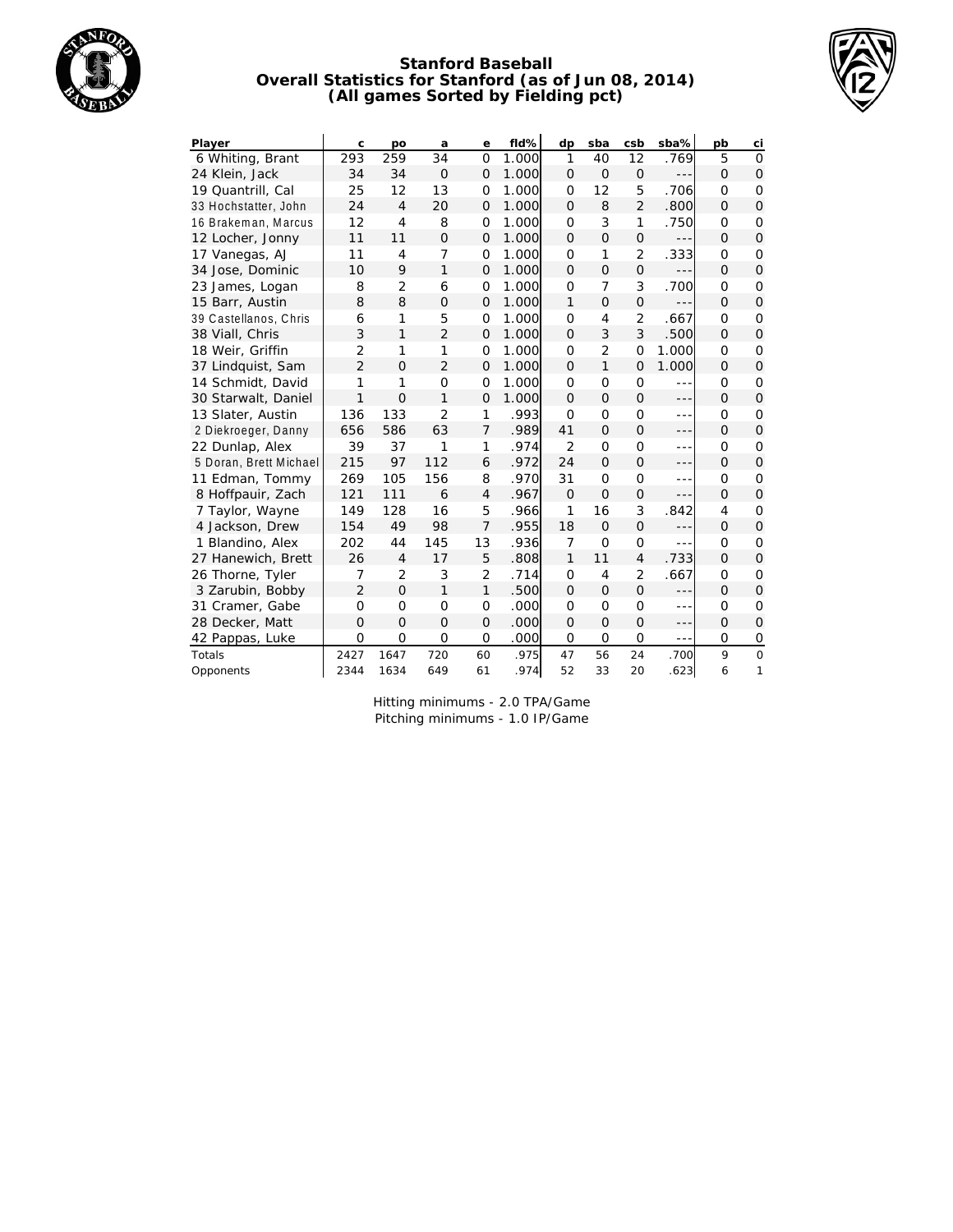# Stanford Baseball
## Overall Statistics for Stanford (as of Jun 08, 2014)
## (All games Sorted by Fielding pct)

| Player | c | po | a | e | fld% | dp | sba | csb | sba% | pb | ci |
|---|---|---|---|---|---|---|---|---|---|---|---|
| 6 Whiting, Brant | 293 | 259 | 34 | 0 | 1.000 | 1 | 40 | 12 | .769 | 5 | 0 |
| 24 Klein, Jack | 34 | 34 | 0 | 0 | 1.000 | 0 | 0 | 0 | --- | 0 | 0 |
| 19 Quantrill, Cal | 25 | 12 | 13 | 0 | 1.000 | 0 | 12 | 5 | .706 | 0 | 0 |
| 33 Hochstatter, John | 24 | 4 | 20 | 0 | 1.000 | 0 | 8 | 2 | .800 | 0 | 0 |
| 16 Brakeman, Marcus | 12 | 4 | 8 | 0 | 1.000 | 0 | 3 | 1 | .750 | 0 | 0 |
| 12 Locher, Jonny | 11 | 11 | 0 | 0 | 1.000 | 0 | 0 | 0 | --- | 0 | 0 |
| 17 Vanegas, AJ | 11 | 4 | 7 | 0 | 1.000 | 0 | 1 | 2 | .333 | 0 | 0 |
| 34 Jose, Dominic | 10 | 9 | 1 | 0 | 1.000 | 0 | 0 | 0 | --- | 0 | 0 |
| 23 James, Logan | 8 | 2 | 6 | 0 | 1.000 | 0 | 7 | 3 | .700 | 0 | 0 |
| 15 Barr, Austin | 8 | 8 | 0 | 0 | 1.000 | 1 | 0 | 0 | --- | 0 | 0 |
| 39 Castellanos, Chris | 6 | 1 | 5 | 0 | 1.000 | 0 | 4 | 2 | .667 | 0 | 0 |
| 38 Viall, Chris | 3 | 1 | 2 | 0 | 1.000 | 0 | 3 | 3 | .500 | 0 | 0 |
| 18 Weir, Griffin | 2 | 1 | 1 | 0 | 1.000 | 0 | 2 | 0 | 1.000 | 0 | 0 |
| 37 Lindquist, Sam | 2 | 0 | 2 | 0 | 1.000 | 0 | 1 | 0 | 1.000 | 0 | 0 |
| 14 Schmidt, David | 1 | 1 | 0 | 0 | 1.000 | 0 | 0 | 0 | --- | 0 | 0 |
| 30 Starwalt, Daniel | 1 | 0 | 1 | 0 | 1.000 | 0 | 0 | 0 | --- | 0 | 0 |
| 13 Slater, Austin | 136 | 133 | 2 | 1 | .993 | 0 | 0 | 0 | --- | 0 | 0 |
| 2 Diekroeger, Danny | 656 | 586 | 63 | 7 | .989 | 41 | 0 | 0 | --- | 0 | 0 |
| 22 Dunlap, Alex | 39 | 37 | 1 | 1 | .974 | 2 | 0 | 0 | --- | 0 | 0 |
| 5 Doran, Brett Michael | 215 | 97 | 112 | 6 | .972 | 24 | 0 | 0 | --- | 0 | 0 |
| 11 Edman, Tommy | 269 | 105 | 156 | 8 | .970 | 31 | 0 | 0 | --- | 0 | 0 |
| 8 Hoffpauir, Zach | 121 | 111 | 6 | 4 | .967 | 0 | 0 | 0 | --- | 0 | 0 |
| 7 Taylor, Wayne | 149 | 128 | 16 | 5 | .966 | 1 | 16 | 3 | .842 | 4 | 0 |
| 4 Jackson, Drew | 154 | 49 | 98 | 7 | .955 | 18 | 0 | 0 | --- | 0 | 0 |
| 1 Blandino, Alex | 202 | 44 | 145 | 13 | .936 | 7 | 0 | 0 | --- | 0 | 0 |
| 27 Hanewich, Brett | 26 | 4 | 17 | 5 | .808 | 1 | 11 | 4 | .733 | 0 | 0 |
| 26 Thorne, Tyler | 7 | 2 | 3 | 2 | .714 | 0 | 4 | 2 | .667 | 0 | 0 |
| 3 Zarubin, Bobby | 2 | 0 | 1 | 1 | .500 | 0 | 0 | 0 | --- | 0 | 0 |
| 31 Cramer, Gabe | 0 | 0 | 0 | 0 | .000 | 0 | 0 | 0 | --- | 0 | 0 |
| 28 Decker, Matt | 0 | 0 | 0 | 0 | .000 | 0 | 0 | 0 | --- | 0 | 0 |
| 42 Pappas, Luke | 0 | 0 | 0 | 0 | .000 | 0 | 0 | 0 | --- | 0 | 0 |
| Totals | 2427 | 1647 | 720 | 60 | .975 | 47 | 56 | 24 | .700 | 9 | 0 |
| Opponents | 2344 | 1634 | 649 | 61 | .974 | 52 | 33 | 20 | .623 | 6 | 1 |

Hitting minimums - 2.0 TPA/Game
Pitching minimums - 1.0 IP/Game